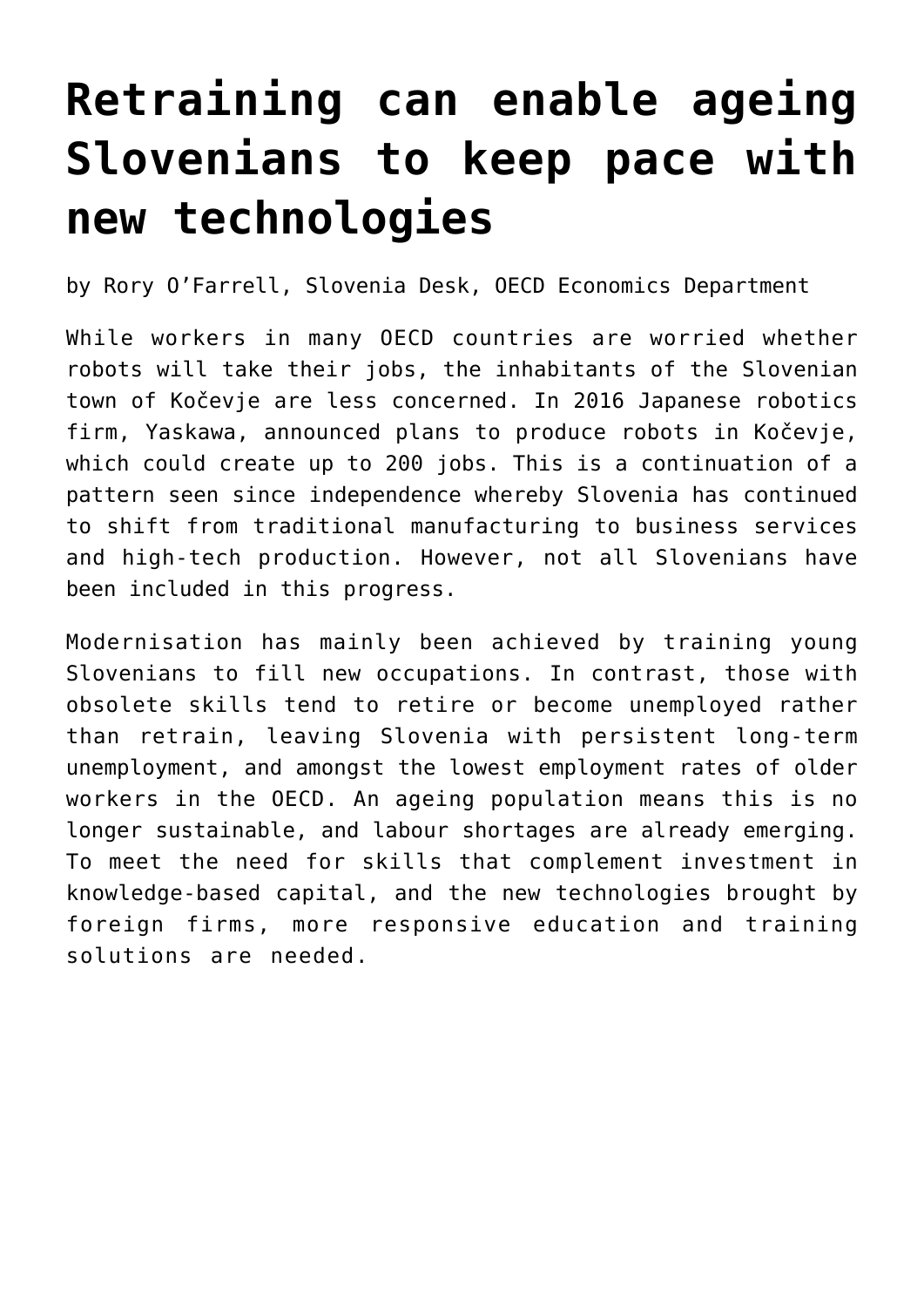# Retraining can enable ageing Slovenians to keep pace with new technologies

by Rory O'Farrell, Slovenia Desk, OECD Economics Department

While workers in many OECD countries are worried whether robots will take their jobs, the inhabitants of the Slovenian town of Kočevje are less concerned. In 2016 Japanese robotics firm, Yaskawa, announced plans to produce robots in Kočevje, which could create up to 200 jobs. This is a continuation of a pattern seen since independence whereby Slovenia has continued to shift from traditional manufacturing to business services and high-tech production. However, not all Slovenians have been included in this progress.

Modernisation has mainly been achieved by training young Slovenians to fill new occupations. In contrast, those with obsolete skills tend to retire or become unemployed rather than retrain, leaving Slovenia with persistent long-term unemployment, and amongst the lowest employment rates of older workers in the OECD. An ageing population means this is no longer sustainable, and labour shortages are already emerging. To meet the need for skills that complement investment in knowledge-based capital, and the new technologies brought by foreign firms, more responsive education and training solutions are needed.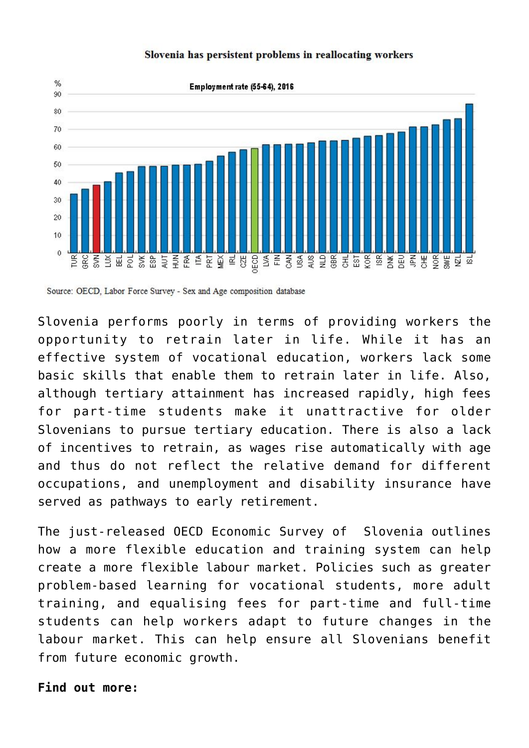**Slovenia has persistent problems in reallocating workers**

Employment rate (55-64), 2016

Source: OECD, Labor Force Survey - Sex and Age composition database

Slovenia performs poorly in terms of providing workers the opportunity to retrain later in life. While it has an effective system of vocational education, workers lack some basic skills that enable them to retrain later in life. Also, although tertiary attainment has increased rapidly, high fees for part-time students make it unattractive for older Slovenians to pursue tertiary education. There is also a lack of incentives to retrain, as wages rise automatically with age and thus do not reflect the relative demand for different occupations, and unemployment and disability insurance have served as pathways to early retirement.

The just-released OECD Economic Survey of Slovenia outlines how a more flexible education and training system can help create a more flexible labour market. Policies such as greater problem-based learning for vocational students, more adult training, and equalising fees for part-time and full-time students can help workers adapt to future changes in the labour market. This can help ensure all Slovenians benefit from future economic growth.

**Find out more:**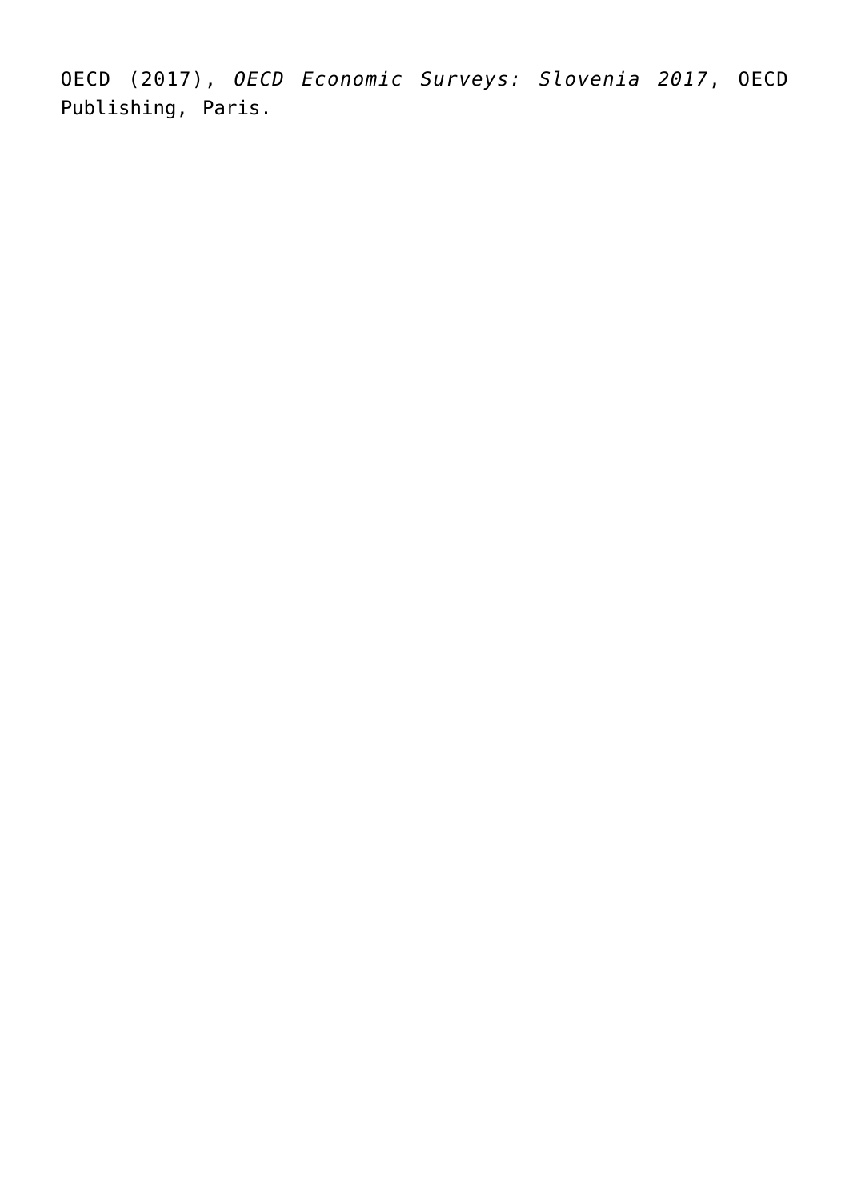OECD (2017), *OECD Economic Surveys: Slovenia 2017*, OECD Publishing, Paris.